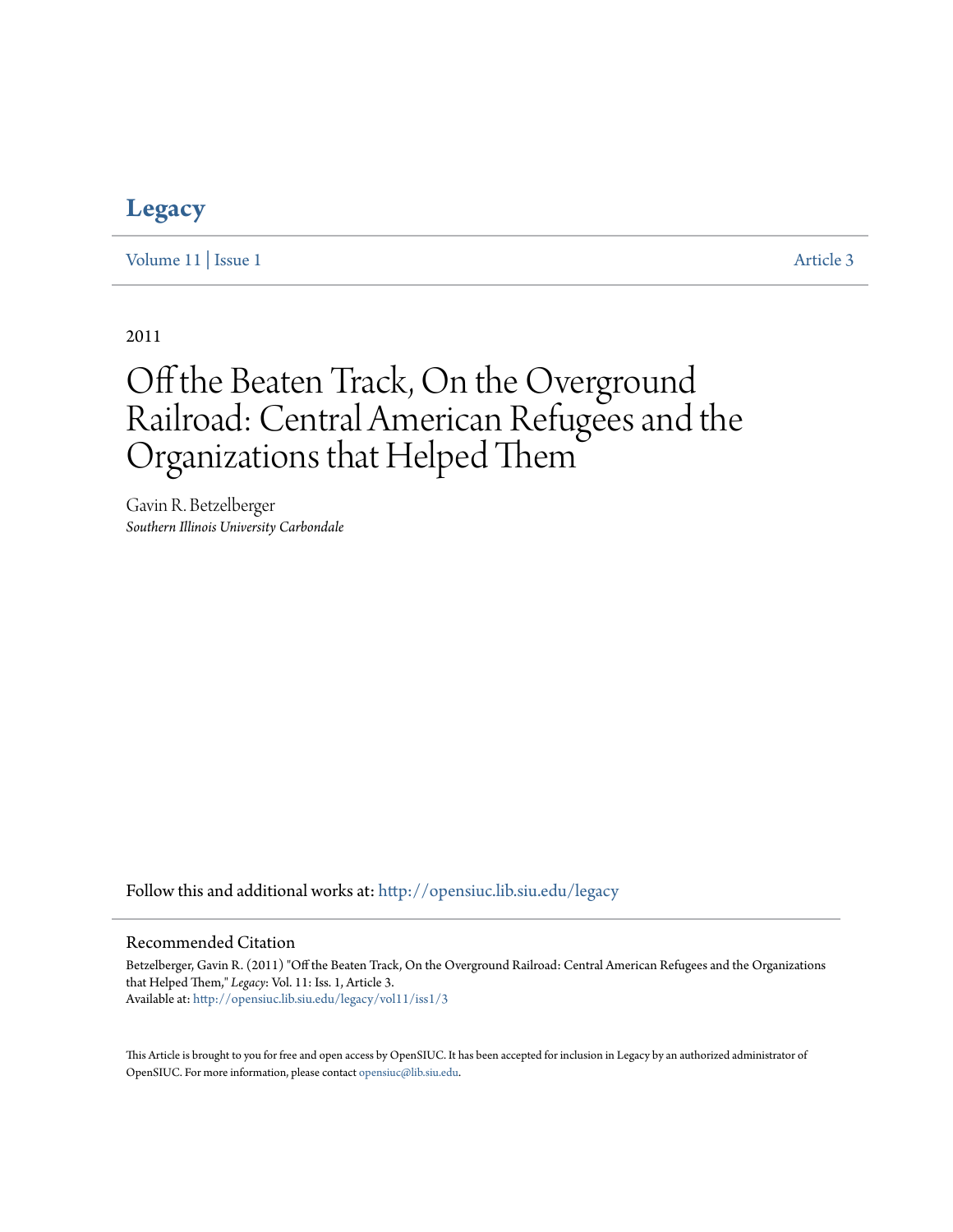# Legacy

Volume 11 | Issue 1 Article 3

2011

# Off the Beaten Track, On the Overground Railroad: Central American Refugees and the Organizations that Helped Them

Gavin R. Betzelberger
*Southern Illinois University Carbondale*

Follow this and additional works at: http://opensiuc.lib.siu.edu/legacy

## Recommended Citation

Betzelberger, Gavin R. (2011) "Off the Beaten Track, On the Overground Railroad: Central American Refugees and the Organizations that Helped Them," *Legacy*: Vol. 11: Iss. 1, Article 3.
Available at: http://opensiuc.lib.siu.edu/legacy/vol11/iss1/3

This Article is brought to you for free and open access by OpenSIUC. It has been accepted for inclusion in Legacy by an authorized administrator of OpenSIUC. For more information, please contact opensiuc@lib.siu.edu.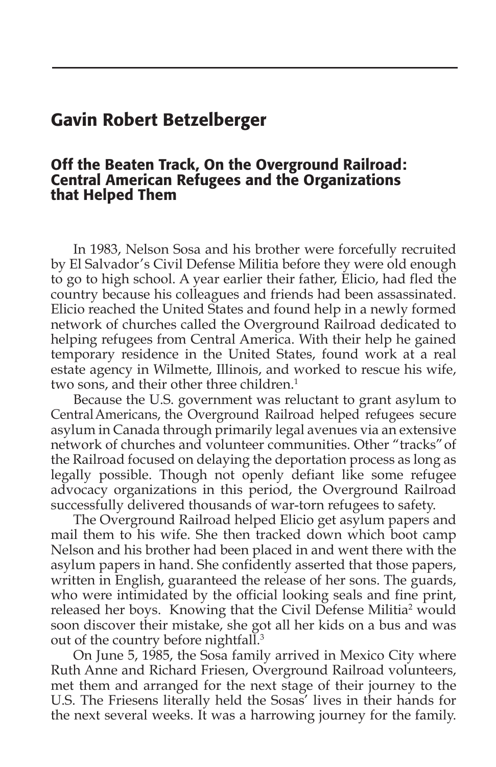## Gavin Robert Betzelberger

### Off the Beaten Track, On the Overground Railroad: Central American Refugees and the Organizations that Helped Them

In 1983, Nelson Sosa and his brother were forcefully recruited by El Salvador's Civil Defense Militia before they were old enough to go to high school. A year earlier their father, Elicio, had fled the country because his colleagues and friends had been assassinated. Elicio reached the United States and found help in a newly formed network of churches called the Overground Railroad dedicated to helping refugees from Central America. With their help he gained temporary residence in the United States, found work at a real estate agency in Wilmette, Illinois, and worked to rescue his wife, two sons, and their other three children.[1]

Because the U.S. government was reluctant to grant asylum to Central Americans, the Overground Railroad helped refugees secure asylum in Canada through primarily legal avenues via an extensive network of churches and volunteer communities. Other "tracks" of the Railroad focused on delaying the deportation process as long as legally possible. Though not openly defiant like some refugee advocacy organizations in this period, the Overground Railroad successfully delivered thousands of war-torn refugees to safety.

The Overground Railroad helped Elicio get asylum papers and mail them to his wife. She then tracked down which boot camp Nelson and his brother had been placed in and went there with the asylum papers in hand. She confidently asserted that those papers, written in English, guaranteed the release of her sons. The guards, who were intimidated by the official looking seals and fine print, released her boys. Knowing that the Civil Defense Militia[2] would soon discover their mistake, she got all her kids on a bus and was out of the country before nightfall.[3]

On June 5, 1985, the Sosa family arrived in Mexico City where Ruth Anne and Richard Friesen, Overground Railroad volunteers, met them and arranged for the next stage of their journey to the U.S. The Friesens literally held the Sosas' lives in their hands for the next several weeks. It was a harrowing journey for the family.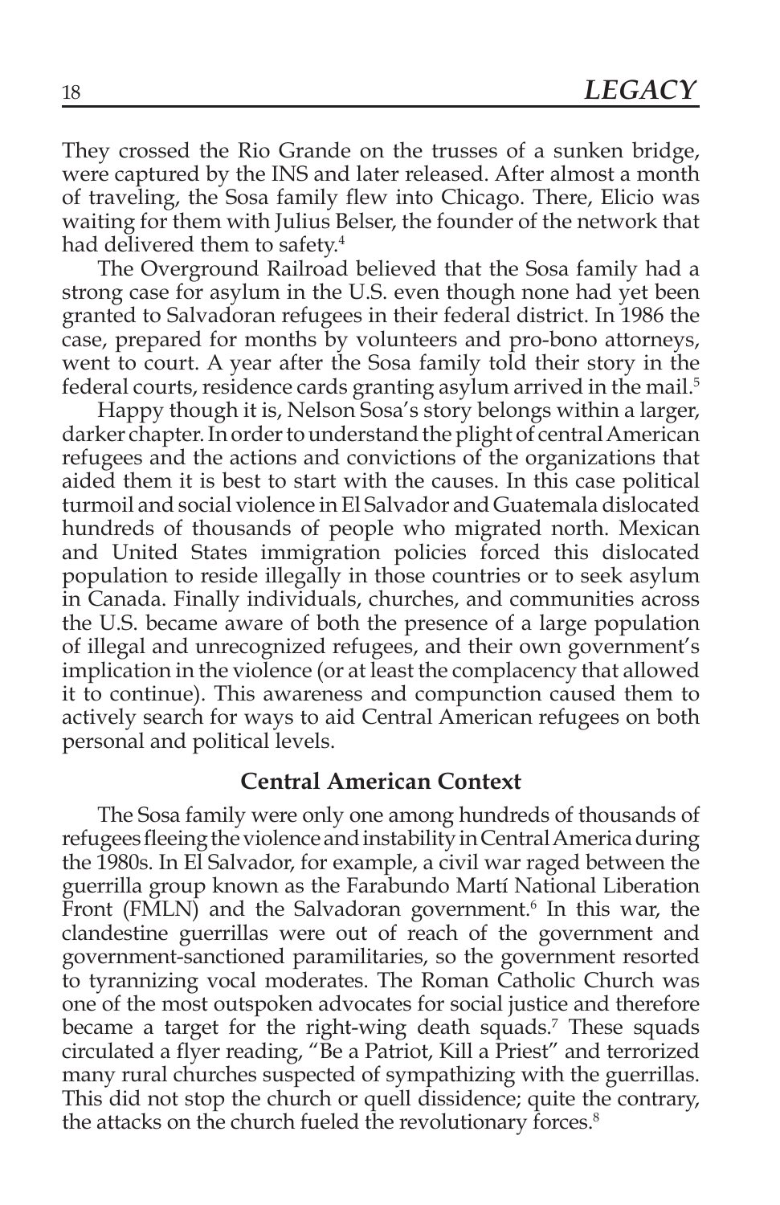They crossed the Rio Grande on the trusses of a sunken bridge, were captured by the INS and later released. After almost a month of traveling, the Sosa family flew into Chicago. There, Elicio was waiting for them with Julius Belser, the founder of the network that had delivered them to safety.[4]

The Overground Railroad believed that the Sosa family had a strong case for asylum in the U.S. even though none had yet been granted to Salvadoran refugees in their federal district. In 1986 the case, prepared for months by volunteers and pro-bono attorneys, went to court. A year after the Sosa family told their story in the federal courts, residence cards granting asylum arrived in the mail.[5]

Happy though it is, Nelson Sosa's story belongs within a larger, darker chapter. In order to understand the plight of central American refugees and the actions and convictions of the organizations that aided them it is best to start with the causes. In this case political turmoil and social violence in El Salvador and Guatemala dislocated hundreds of thousands of people who migrated north. Mexican and United States immigration policies forced this dislocated population to reside illegally in those countries or to seek asylum in Canada. Finally individuals, churches, and communities across the U.S. became aware of both the presence of a large population of illegal and unrecognized refugees, and their own government's implication in the violence (or at least the complacency that allowed it to continue). This awareness and compunction caused them to actively search for ways to aid Central American refugees on both personal and political levels.

## Central American Context

The Sosa family were only one among hundreds of thousands of refugees fleeing the violence and instability in Central America during the 1980s. In El Salvador, for example, a civil war raged between the guerrilla group known as the Farabundo Martí National Liberation Front (FMLN) and the Salvadoran government.[6] In this war, the clandestine guerrillas were out of reach of the government and government-sanctioned paramilitaries, so the government resorted to tyrannizing vocal moderates. The Roman Catholic Church was one of the most outspoken advocates for social justice and therefore became a target for the right-wing death squads.[7] These squads circulated a flyer reading, "Be a Patriot, Kill a Priest" and terrorized many rural churches suspected of sympathizing with the guerrillas. This did not stop the church or quell dissidence; quite the contrary, the attacks on the church fueled the revolutionary forces.[8]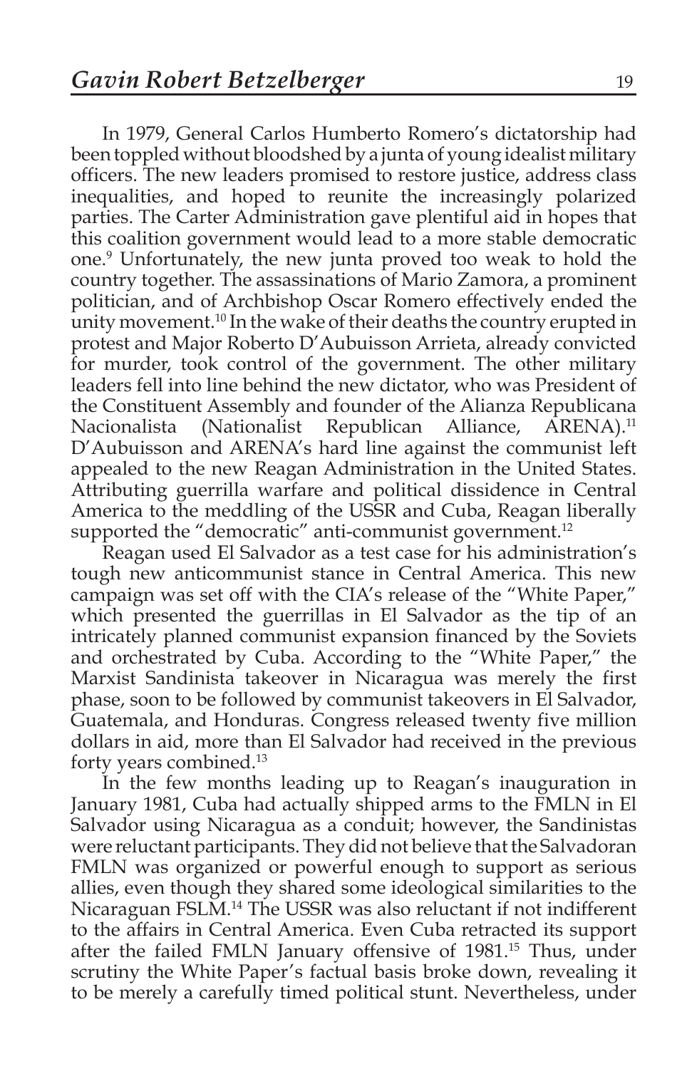In 1979, General Carlos Humberto Romero's dictatorship had been toppled without bloodshed by a junta of young idealist military officers. The new leaders promised to restore justice, address class inequalities, and hoped to reunite the increasingly polarized parties. The Carter Administration gave plentiful aid in hopes that this coalition government would lead to a more stable democratic one.[9] Unfortunately, the new junta proved too weak to hold the country together. The assassinations of Mario Zamora, a prominent politician, and of Archbishop Oscar Romero effectively ended the unity movement.[10] In the wake of their deaths the country erupted in protest and Major Roberto D'Aubuisson Arrieta, already convicted for murder, took control of the government. The other military leaders fell into line behind the new dictator, who was President of the Constituent Assembly and founder of the Alianza Republicana Nacionalista (Nationalist Republican Alliance, ARENA).[11] D'Aubuisson and ARENA's hard line against the communist left appealed to the new Reagan Administration in the United States. Attributing guerrilla warfare and political dissidence in Central America to the meddling of the USSR and Cuba, Reagan liberally supported the "democratic" anti-communist government.[12]

Reagan used El Salvador as a test case for his administration's tough new anticommunist stance in Central America. This new campaign was set off with the CIA's release of the "White Paper," which presented the guerrillas in El Salvador as the tip of an intricately planned communist expansion financed by the Soviets and orchestrated by Cuba. According to the "White Paper," the Marxist Sandinista takeover in Nicaragua was merely the first phase, soon to be followed by communist takeovers in El Salvador, Guatemala, and Honduras. Congress released twenty five million dollars in aid, more than El Salvador had received in the previous forty years combined.[13]

In the few months leading up to Reagan's inauguration in January 1981, Cuba had actually shipped arms to the FMLN in El Salvador using Nicaragua as a conduit; however, the Sandinistas were reluctant participants. They did not believe that the Salvadoran FMLN was organized or powerful enough to support as serious allies, even though they shared some ideological similarities to the Nicaraguan FSLM.[14] The USSR was also reluctant if not indifferent to the affairs in Central America. Even Cuba retracted its support after the failed FMLN January offensive of 1981.[15] Thus, under scrutiny the White Paper's factual basis broke down, revealing it to be merely a carefully timed political stunt. Nevertheless, under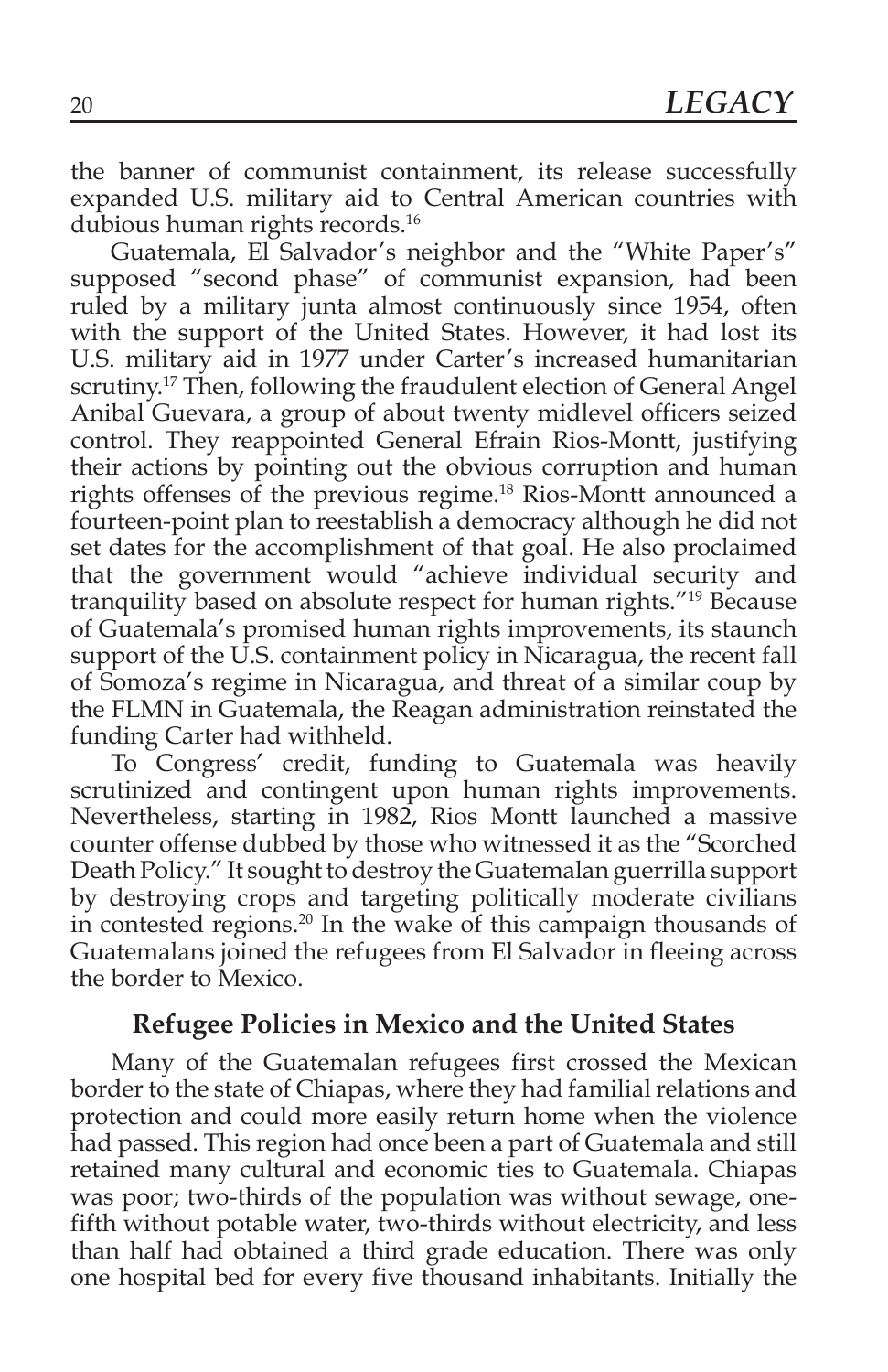the banner of communist containment, its release successfully expanded U.S. military aid to Central American countries with dubious human rights records.[16]

Guatemala, El Salvador's neighbor and the "White Paper's" supposed "second phase" of communist expansion, had been ruled by a military junta almost continuously since 1954, often with the support of the United States. However, it had lost its U.S. military aid in 1977 under Carter's increased humanitarian scrutiny.[17] Then, following the fraudulent election of General Angel Anibal Guevara, a group of about twenty midlevel officers seized control. They reappointed General Efrain Rios-Montt, justifying their actions by pointing out the obvious corruption and human rights offenses of the previous regime.[18] Rios-Montt announced a fourteen-point plan to reestablish a democracy although he did not set dates for the accomplishment of that goal. He also proclaimed that the government would "achieve individual security and tranquility based on absolute respect for human rights."[19] Because of Guatemala's promised human rights improvements, its staunch support of the U.S. containment policy in Nicaragua, the recent fall of Somoza's regime in Nicaragua, and threat of a similar coup by the FLMN in Guatemala, the Reagan administration reinstated the funding Carter had withheld.

To Congress' credit, funding to Guatemala was heavily scrutinized and contingent upon human rights improvements. Nevertheless, starting in 1982, Rios Montt launched a massive counter offense dubbed by those who witnessed it as the "Scorched Death Policy." It sought to destroy the Guatemalan guerrilla support by destroying crops and targeting politically moderate civilians in contested regions.[20] In the wake of this campaign thousands of Guatemalans joined the refugees from El Salvador in fleeing across the border to Mexico.

## Refugee Policies in Mexico and the United States

Many of the Guatemalan refugees first crossed the Mexican border to the state of Chiapas, where they had familial relations and protection and could more easily return home when the violence had passed. This region had once been a part of Guatemala and still retained many cultural and economic ties to Guatemala. Chiapas was poor; two-thirds of the population was without sewage, one-fifth without potable water, two-thirds without electricity, and less than half had obtained a third grade education. There was only one hospital bed for every five thousand inhabitants. Initially the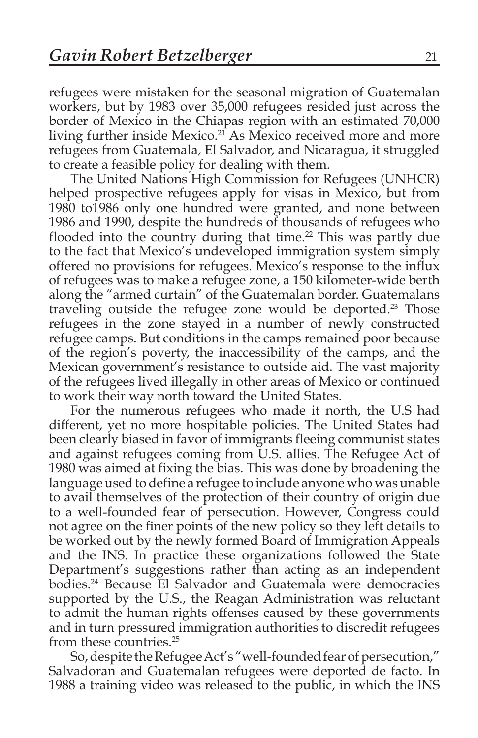refugees were mistaken for the seasonal migration of Guatemalan workers, but by 1983 over 35,000 refugees resided just across the border of Mexico in the Chiapas region with an estimated 70,000 living further inside Mexico.[21] As Mexico received more and more refugees from Guatemala, El Salvador, and Nicaragua, it struggled to create a feasible policy for dealing with them.

The United Nations High Commission for Refugees (UNHCR) helped prospective refugees apply for visas in Mexico, but from 1980 to1986 only one hundred were granted, and none between 1986 and 1990, despite the hundreds of thousands of refugees who flooded into the country during that time.[22] This was partly due to the fact that Mexico's undeveloped immigration system simply offered no provisions for refugees. Mexico's response to the influx of refugees was to make a refugee zone, a 150 kilometer-wide berth along the "armed curtain" of the Guatemalan border. Guatemalans traveling outside the refugee zone would be deported.[23] Those refugees in the zone stayed in a number of newly constructed refugee camps. But conditions in the camps remained poor because of the region's poverty, the inaccessibility of the camps, and the Mexican government's resistance to outside aid. The vast majority of the refugees lived illegally in other areas of Mexico or continued to work their way north toward the United States.

For the numerous refugees who made it north, the U.S had different, yet no more hospitable policies. The United States had been clearly biased in favor of immigrants fleeing communist states and against refugees coming from U.S. allies. The Refugee Act of 1980 was aimed at fixing the bias. This was done by broadening the language used to define a refugee to include anyone who was unable to avail themselves of the protection of their country of origin due to a well-founded fear of persecution. However, Congress could not agree on the finer points of the new policy so they left details to be worked out by the newly formed Board of Immigration Appeals and the INS. In practice these organizations followed the State Department's suggestions rather than acting as an independent bodies.[24] Because El Salvador and Guatemala were democracies supported by the U.S., the Reagan Administration was reluctant to admit the human rights offenses caused by these governments and in turn pressured immigration authorities to discredit refugees from these countries.[25]

So, despite the Refugee Act's "well-founded fear of persecution," Salvadoran and Guatemalan refugees were deported de facto. In 1988 a training video was released to the public, in which the INS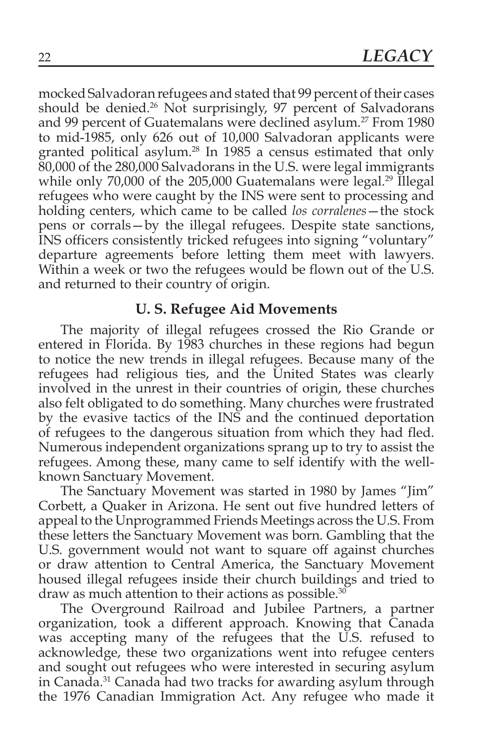mocked Salvadoran refugees and stated that 99 percent of their cases should be denied.[26] Not surprisingly, 97 percent of Salvadorans and 99 percent of Guatemalans were declined asylum.[27] From 1980 to mid-1985, only 626 out of 10,000 Salvadoran applicants were granted political asylum.[28] In 1985 a census estimated that only 80,000 of the 280,000 Salvadorans in the U.S. were legal immigrants while only 70,000 of the 205,000 Guatemalans were legal.[29] Illegal refugees who were caught by the INS were sent to processing and holding centers, which came to be called *los corralenes*—the stock pens or corrals—by the illegal refugees. Despite state sanctions, INS officers consistently tricked refugees into signing "voluntary" departure agreements before letting them meet with lawyers. Within a week or two the refugees would be flown out of the U.S. and returned to their country of origin.

## U. S. Refugee Aid Movements

The majority of illegal refugees crossed the Rio Grande or entered in Florida. By 1983 churches in these regions had begun to notice the new trends in illegal refugees. Because many of the refugees had religious ties, and the United States was clearly involved in the unrest in their countries of origin, these churches also felt obligated to do something. Many churches were frustrated by the evasive tactics of the INS and the continued deportation of refugees to the dangerous situation from which they had fled. Numerous independent organizations sprang up to try to assist the refugees. Among these, many came to self identify with the well-known Sanctuary Movement.

The Sanctuary Movement was started in 1980 by James "Jim" Corbett, a Quaker in Arizona. He sent out five hundred letters of appeal to the Unprogrammed Friends Meetings across the U.S. From these letters the Sanctuary Movement was born. Gambling that the U.S. government would not want to square off against churches or draw attention to Central America, the Sanctuary Movement housed illegal refugees inside their church buildings and tried to draw as much attention to their actions as possible.[30]

The Overground Railroad and Jubilee Partners, a partner organization, took a different approach. Knowing that Canada was accepting many of the refugees that the U.S. refused to acknowledge, these two organizations went into refugee centers and sought out refugees who were interested in securing asylum in Canada.[31] Canada had two tracks for awarding asylum through the 1976 Canadian Immigration Act. Any refugee who made it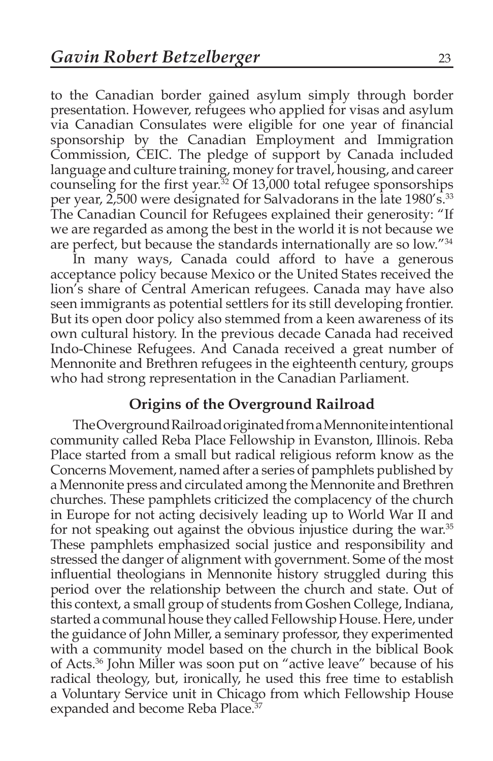to the Canadian border gained asylum simply through border presentation. However, refugees who applied for visas and asylum via Canadian Consulates were eligible for one year of financial sponsorship by the Canadian Employment and Immigration Commission, CEIC. The pledge of support by Canada included language and culture training, money for travel, housing, and career counseling for the first year.[32] Of 13,000 total refugee sponsorships per year, 2,500 were designated for Salvadorans in the late 1980's.[33] The Canadian Council for Refugees explained their generosity: "If we are regarded as among the best in the world it is not because we are perfect, but because the standards internationally are so low."[34]

In many ways, Canada could afford to have a generous acceptance policy because Mexico or the United States received the lion's share of Central American refugees. Canada may have also seen immigrants as potential settlers for its still developing frontier. But its open door policy also stemmed from a keen awareness of its own cultural history. In the previous decade Canada had received Indo-Chinese Refugees. And Canada received a great number of Mennonite and Brethren refugees in the eighteenth century, groups who had strong representation in the Canadian Parliament.

## Origins of the Overground Railroad

The Overground Railroad originated from a Mennonite intentional community called Reba Place Fellowship in Evanston, Illinois. Reba Place started from a small but radical religious reform know as the Concerns Movement, named after a series of pamphlets published by a Mennonite press and circulated among the Mennonite and Brethren churches. These pamphlets criticized the complacency of the church in Europe for not acting decisively leading up to World War II and for not speaking out against the obvious injustice during the war.[35] These pamphlets emphasized social justice and responsibility and stressed the danger of alignment with government. Some of the most influential theologians in Mennonite history struggled during this period over the relationship between the church and state. Out of this context, a small group of students from Goshen College, Indiana, started a communal house they called Fellowship House. Here, under the guidance of John Miller, a seminary professor, they experimented with a community model based on the church in the biblical Book of Acts.[36] John Miller was soon put on "active leave" because of his radical theology, but, ironically, he used this free time to establish a Voluntary Service unit in Chicago from which Fellowship House expanded and become Reba Place.[37]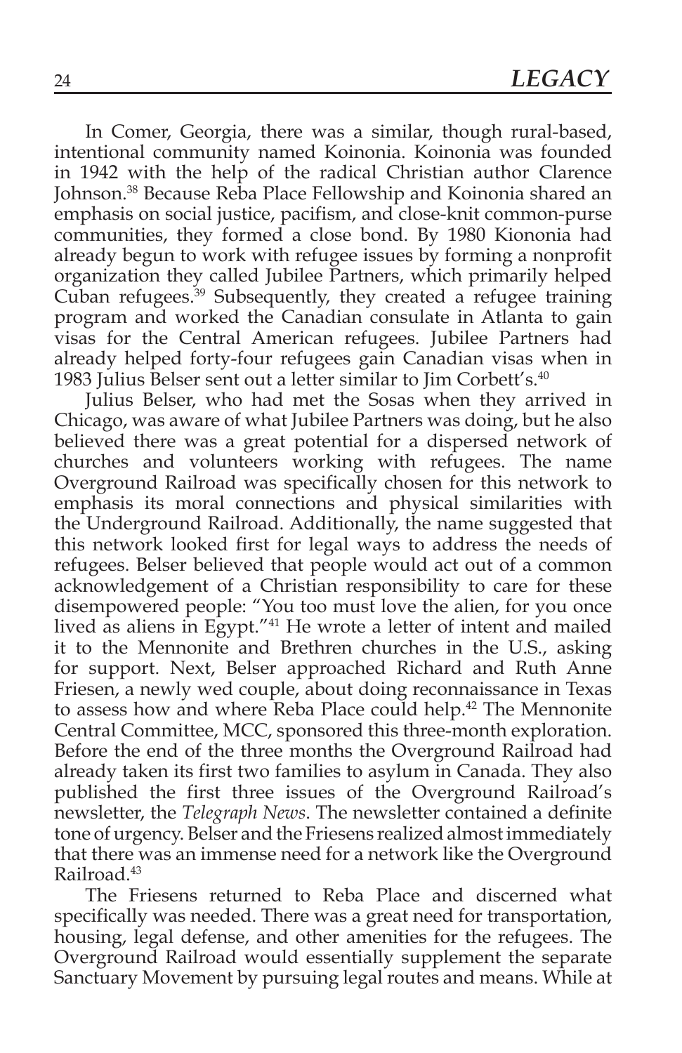In Comer, Georgia, there was a similar, though rural-based, intentional community named Koinonia. Koinonia was founded in 1942 with the help of the radical Christian author Clarence Johnson.[38] Because Reba Place Fellowship and Koinonia shared an emphasis on social justice, pacifism, and close-knit common-purse communities, they formed a close bond. By 1980 Kiononia had already begun to work with refugee issues by forming a nonprofit organization they called Jubilee Partners, which primarily helped Cuban refugees.[39] Subsequently, they created a refugee training program and worked the Canadian consulate in Atlanta to gain visas for the Central American refugees. Jubilee Partners had already helped forty-four refugees gain Canadian visas when in 1983 Julius Belser sent out a letter similar to Jim Corbett's.[40]

Julius Belser, who had met the Sosas when they arrived in Chicago, was aware of what Jubilee Partners was doing, but he also believed there was a great potential for a dispersed network of churches and volunteers working with refugees. The name Overground Railroad was specifically chosen for this network to emphasis its moral connections and physical similarities with the Underground Railroad. Additionally, the name suggested that this network looked first for legal ways to address the needs of refugees. Belser believed that people would act out of a common acknowledgement of a Christian responsibility to care for these disempowered people: "You too must love the alien, for you once lived as aliens in Egypt."[41] He wrote a letter of intent and mailed it to the Mennonite and Brethren churches in the U.S., asking for support. Next, Belser approached Richard and Ruth Anne Friesen, a newly wed couple, about doing reconnaissance in Texas to assess how and where Reba Place could help.[42] The Mennonite Central Committee, MCC, sponsored this three-month exploration. Before the end of the three months the Overground Railroad had already taken its first two families to asylum in Canada. They also published the first three issues of the Overground Railroad's newsletter, the *Telegraph News*. The newsletter contained a definite tone of urgency. Belser and the Friesens realized almost immediately that there was an immense need for a network like the Overground Railroad.[43]

The Friesens returned to Reba Place and discerned what specifically was needed. There was a great need for transportation, housing, legal defense, and other amenities for the refugees. The Overground Railroad would essentially supplement the separate Sanctuary Movement by pursuing legal routes and means. While at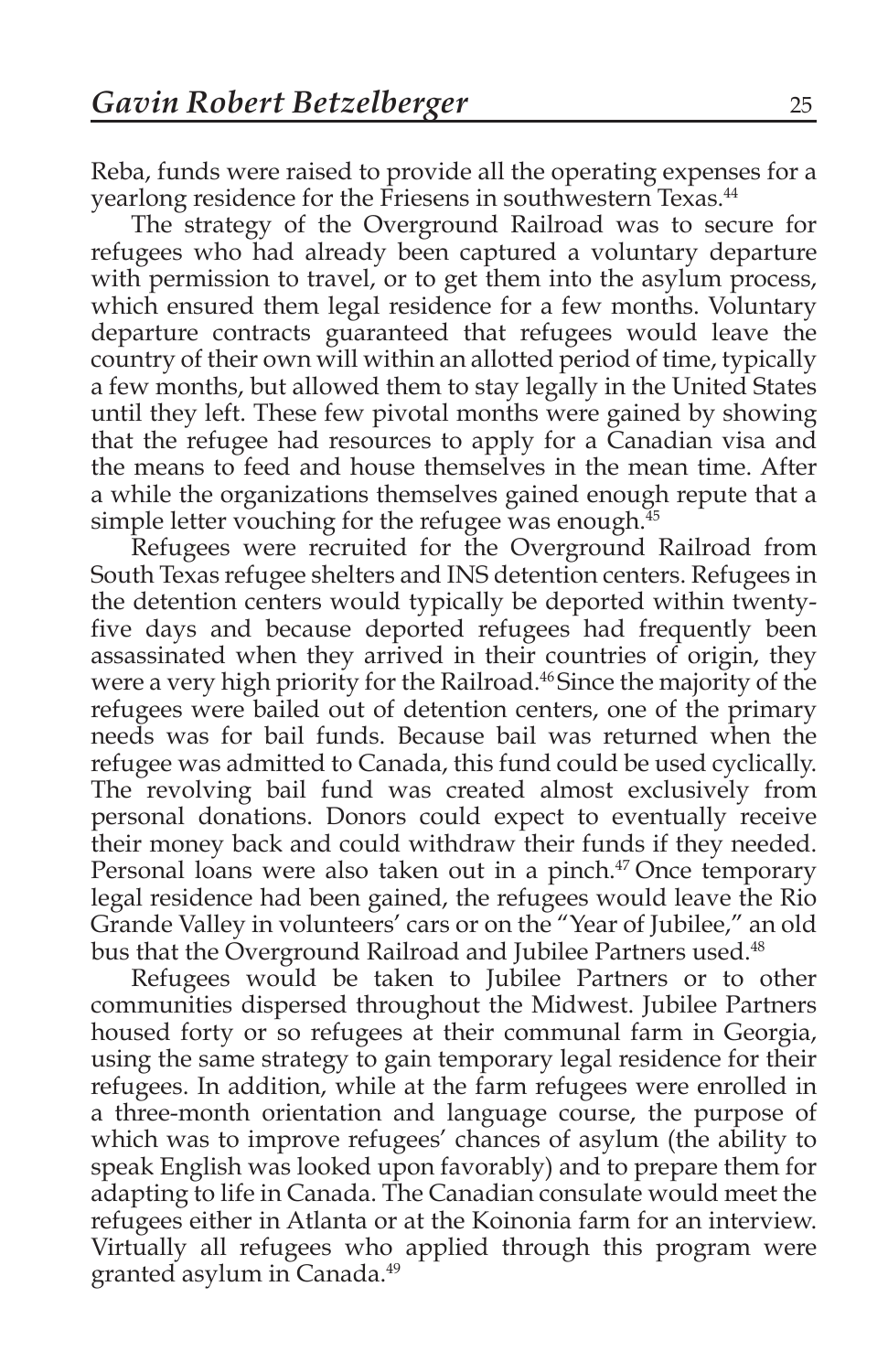Reba, funds were raised to provide all the operating expenses for a yearlong residence for the Friesens in southwestern Texas.[44]

The strategy of the Overground Railroad was to secure for refugees who had already been captured a voluntary departure with permission to travel, or to get them into the asylum process, which ensured them legal residence for a few months. Voluntary departure contracts guaranteed that refugees would leave the country of their own will within an allotted period of time, typically a few months, but allowed them to stay legally in the United States until they left. These few pivotal months were gained by showing that the refugee had resources to apply for a Canadian visa and the means to feed and house themselves in the mean time. After a while the organizations themselves gained enough repute that a simple letter vouching for the refugee was enough.[45]

Refugees were recruited for the Overground Railroad from South Texas refugee shelters and INS detention centers. Refugees in the detention centers would typically be deported within twenty-five days and because deported refugees had frequently been assassinated when they arrived in their countries of origin, they were a very high priority for the Railroad.[46] Since the majority of the refugees were bailed out of detention centers, one of the primary needs was for bail funds. Because bail was returned when the refugee was admitted to Canada, this fund could be used cyclically. The revolving bail fund was created almost exclusively from personal donations. Donors could expect to eventually receive their money back and could withdraw their funds if they needed. Personal loans were also taken out in a pinch.[47] Once temporary legal residence had been gained, the refugees would leave the Rio Grande Valley in volunteers' cars or on the "Year of Jubilee," an old bus that the Overground Railroad and Jubilee Partners used.[48]

Refugees would be taken to Jubilee Partners or to other communities dispersed throughout the Midwest. Jubilee Partners housed forty or so refugees at their communal farm in Georgia, using the same strategy to gain temporary legal residence for their refugees. In addition, while at the farm refugees were enrolled in a three-month orientation and language course, the purpose of which was to improve refugees' chances of asylum (the ability to speak English was looked upon favorably) and to prepare them for adapting to life in Canada. The Canadian consulate would meet the refugees either in Atlanta or at the Koinonia farm for an interview. Virtually all refugees who applied through this program were granted asylum in Canada.[49]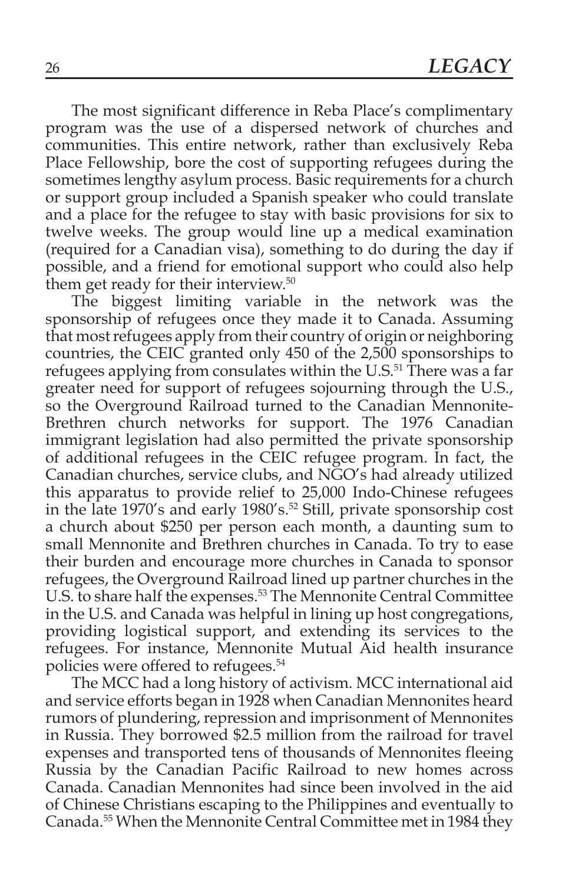The most significant difference in Reba Place's complimentary program was the use of a dispersed network of churches and communities. This entire network, rather than exclusively Reba Place Fellowship, bore the cost of supporting refugees during the sometimes lengthy asylum process. Basic requirements for a church or support group included a Spanish speaker who could translate and a place for the refugee to stay with basic provisions for six to twelve weeks. The group would line up a medical examination (required for a Canadian visa), something to do during the day if possible, and a friend for emotional support who could also help them get ready for their interview.[50]

The biggest limiting variable in the network was the sponsorship of refugees once they made it to Canada. Assuming that most refugees apply from their country of origin or neighboring countries, the CEIC granted only 450 of the 2,500 sponsorships to refugees applying from consulates within the U.S.[51] There was a far greater need for support of refugees sojourning through the U.S., so the Overground Railroad turned to the Canadian Mennonite-Brethren church networks for support. The 1976 Canadian immigrant legislation had also permitted the private sponsorship of additional refugees in the CEIC refugee program. In fact, the Canadian churches, service clubs, and NGO's had already utilized this apparatus to provide relief to 25,000 Indo-Chinese refugees in the late 1970's and early 1980's.[52] Still, private sponsorship cost a church about $250 per person each month, a daunting sum to small Mennonite and Brethren churches in Canada. To try to ease their burden and encourage more churches in Canada to sponsor refugees, the Overground Railroad lined up partner churches in the U.S. to share half the expenses.[53] The Mennonite Central Committee in the U.S. and Canada was helpful in lining up host congregations, providing logistical support, and extending its services to the refugees. For instance, Mennonite Mutual Aid health insurance policies were offered to refugees.[54]

The MCC had a long history of activism. MCC international aid and service efforts began in 1928 when Canadian Mennonites heard rumors of plundering, repression and imprisonment of Mennonites in Russia. They borrowed $2.5 million from the railroad for travel expenses and transported tens of thousands of Mennonites fleeing Russia by the Canadian Pacific Railroad to new homes across Canada. Canadian Mennonites had since been involved in the aid of Chinese Christians escaping to the Philippines and eventually to Canada.[55] When the Mennonite Central Committee met in 1984 they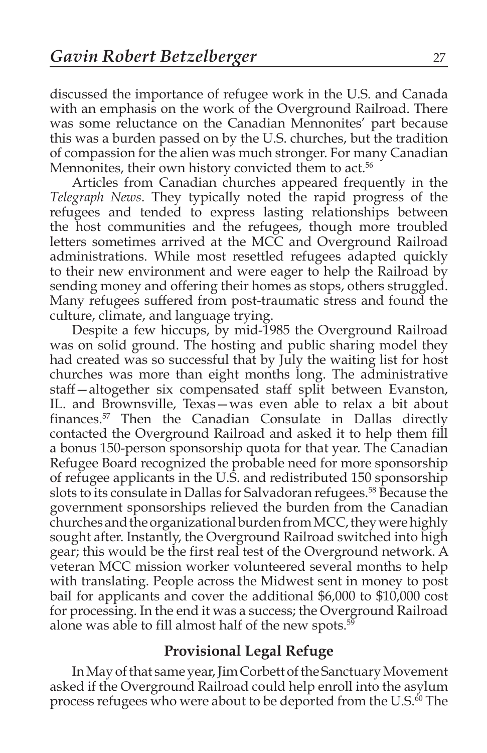discussed the importance of refugee work in the U.S. and Canada with an emphasis on the work of the Overground Railroad. There was some reluctance on the Canadian Mennonites' part because this was a burden passed on by the U.S. churches, but the tradition of compassion for the alien was much stronger. For many Canadian Mennonites, their own history convicted them to act.[56]

Articles from Canadian churches appeared frequently in the *Telegraph News*. They typically noted the rapid progress of the refugees and tended to express lasting relationships between the host communities and the refugees, though more troubled letters sometimes arrived at the MCC and Overground Railroad administrations. While most resettled refugees adapted quickly to their new environment and were eager to help the Railroad by sending money and offering their homes as stops, others struggled. Many refugees suffered from post-traumatic stress and found the culture, climate, and language trying.

Despite a few hiccups, by mid-1985 the Overground Railroad was on solid ground. The hosting and public sharing model they had created was so successful that by July the waiting list for host churches was more than eight months long. The administrative staff—altogether six compensated staff split between Evanston, IL. and Brownsville, Texas—was even able to relax a bit about finances.[57] Then the Canadian Consulate in Dallas directly contacted the Overground Railroad and asked it to help them fill a bonus 150-person sponsorship quota for that year. The Canadian Refugee Board recognized the probable need for more sponsorship of refugee applicants in the U.S. and redistributed 150 sponsorship slots to its consulate in Dallas for Salvadoran refugees.[58] Because the government sponsorships relieved the burden from the Canadian churches and the organizational burden from MCC, they were highly sought after. Instantly, the Overground Railroad switched into high gear; this would be the first real test of the Overground network. A veteran MCC mission worker volunteered several months to help with translating. People across the Midwest sent in money to post bail for applicants and cover the additional $6,000 to $10,000 cost for processing. In the end it was a success; the Overground Railroad alone was able to fill almost half of the new spots.[59]

## Provisional Legal Refuge

In May of that same year, Jim Corbett of the Sanctuary Movement asked if the Overground Railroad could help enroll into the asylum process refugees who were about to be deported from the U.S.[60] The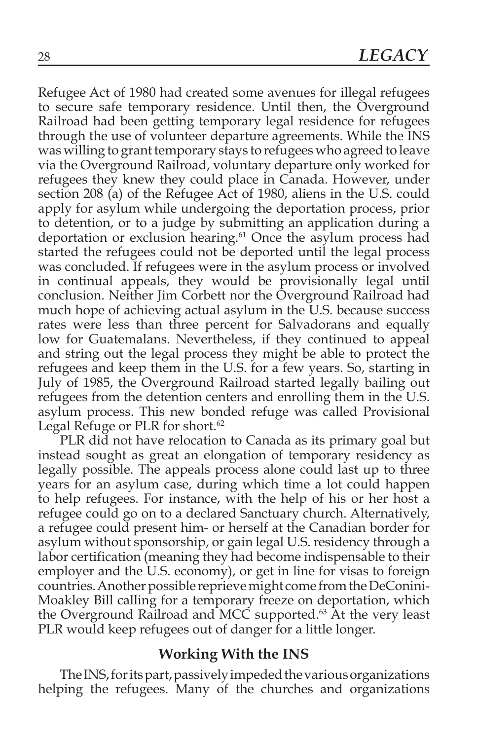Refugee Act of 1980 had created some avenues for illegal refugees to secure safe temporary residence. Until then, the Overground Railroad had been getting temporary legal residence for refugees through the use of volunteer departure agreements. While the INS was willing to grant temporary stays to refugees who agreed to leave via the Overground Railroad, voluntary departure only worked for refugees they knew they could place in Canada. However, under section 208 (a) of the Refugee Act of 1980, aliens in the U.S. could apply for asylum while undergoing the deportation process, prior to detention, or to a judge by submitting an application during a deportation or exclusion hearing.[61] Once the asylum process had started the refugees could not be deported until the legal process was concluded. If refugees were in the asylum process or involved in continual appeals, they would be provisionally legal until conclusion. Neither Jim Corbett nor the Overground Railroad had much hope of achieving actual asylum in the U.S. because success rates were less than three percent for Salvadorans and equally low for Guatemalans. Nevertheless, if they continued to appeal and string out the legal process they might be able to protect the refugees and keep them in the U.S. for a few years. So, starting in July of 1985, the Overground Railroad started legally bailing out refugees from the detention centers and enrolling them in the U.S. asylum process. This new bonded refuge was called Provisional Legal Refuge or PLR for short.[62]

PLR did not have relocation to Canada as its primary goal but instead sought as great an elongation of temporary residency as legally possible. The appeals process alone could last up to three years for an asylum case, during which time a lot could happen to help refugees. For instance, with the help of his or her host a refugee could go on to a declared Sanctuary church. Alternatively, a refugee could present him- or herself at the Canadian border for asylum without sponsorship, or gain legal U.S. residency through a labor certification (meaning they had become indispensable to their employer and the U.S. economy), or get in line for visas to foreign countries. Another possible reprieve might come from the DeConini-Moakley Bill calling for a temporary freeze on deportation, which the Overground Railroad and MCC supported.[63] At the very least PLR would keep refugees out of danger for a little longer.

## Working With the INS

The INS, for its part, passively impeded the various organizations helping the refugees. Many of the churches and organizations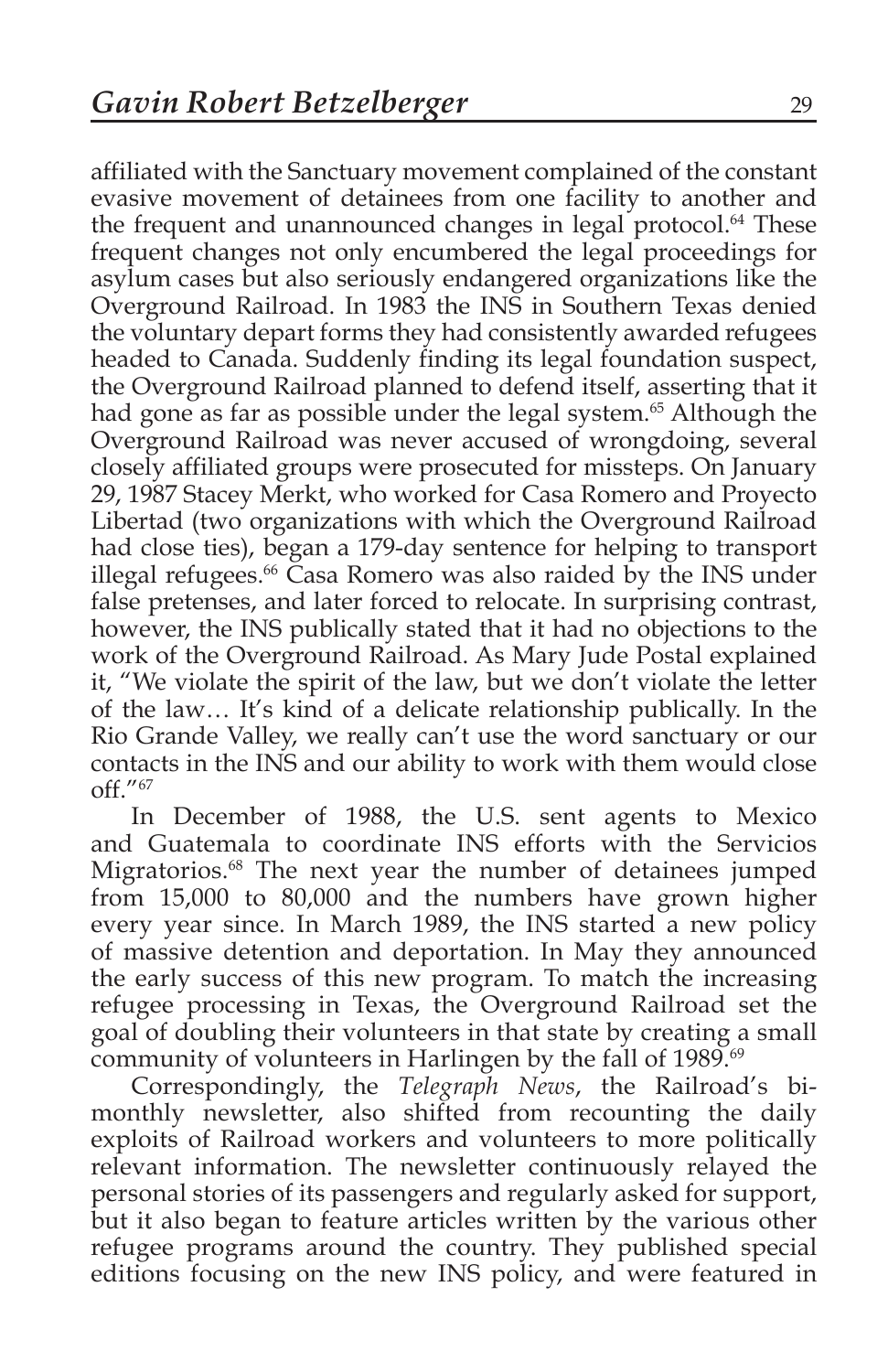affiliated with the Sanctuary movement complained of the constant evasive movement of detainees from one facility to another and the frequent and unannounced changes in legal protocol.[64] These frequent changes not only encumbered the legal proceedings for asylum cases but also seriously endangered organizations like the Overground Railroad. In 1983 the INS in Southern Texas denied the voluntary depart forms they had consistently awarded refugees headed to Canada. Suddenly finding its legal foundation suspect, the Overground Railroad planned to defend itself, asserting that it had gone as far as possible under the legal system.[65] Although the Overground Railroad was never accused of wrongdoing, several closely affiliated groups were prosecuted for missteps. On January 29, 1987 Stacey Merkt, who worked for Casa Romero and Proyecto Libertad (two organizations with which the Overground Railroad had close ties), began a 179-day sentence for helping to transport illegal refugees.[66] Casa Romero was also raided by the INS under false pretenses, and later forced to relocate. In surprising contrast, however, the INS publically stated that it had no objections to the work of the Overground Railroad. As Mary Jude Postal explained it, "We violate the spirit of the law, but we don't violate the letter of the law… It's kind of a delicate relationship publically. In the Rio Grande Valley, we really can't use the word sanctuary or our contacts in the INS and our ability to work with them would close off."[67]

In December of 1988, the U.S. sent agents to Mexico and Guatemala to coordinate INS efforts with the Servicios Migratorios.[68] The next year the number of detainees jumped from 15,000 to 80,000 and the numbers have grown higher every year since. In March 1989, the INS started a new policy of massive detention and deportation. In May they announced the early success of this new program. To match the increasing refugee processing in Texas, the Overground Railroad set the goal of doubling their volunteers in that state by creating a small community of volunteers in Harlingen by the fall of 1989.[69]

Correspondingly, the *Telegraph News*, the Railroad's bi-monthly newsletter, also shifted from recounting the daily exploits of Railroad workers and volunteers to more politically relevant information. The newsletter continuously relayed the personal stories of its passengers and regularly asked for support, but it also began to feature articles written by the various other refugee programs around the country. They published special editions focusing on the new INS policy, and were featured in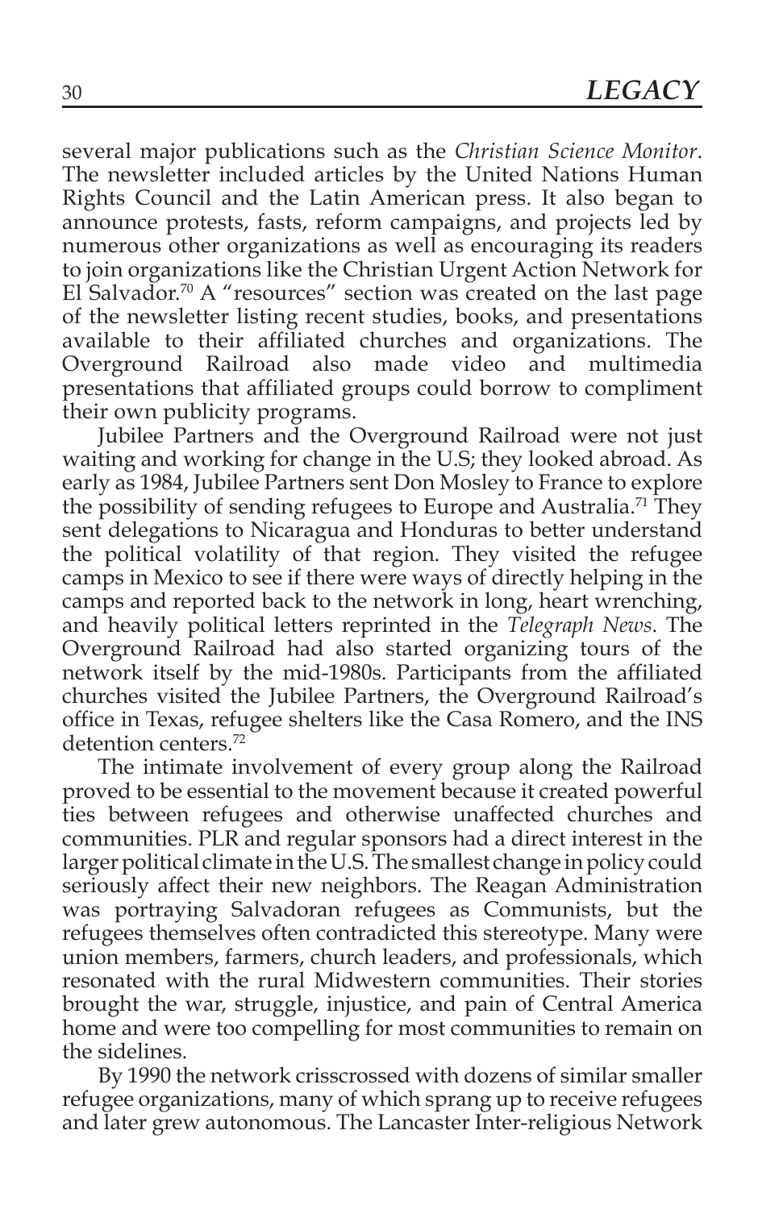several major publications such as the *Christian Science Monitor*. The newsletter included articles by the United Nations Human Rights Council and the Latin American press. It also began to announce protests, fasts, reform campaigns, and projects led by numerous other organizations as well as encouraging its readers to join organizations like the Christian Urgent Action Network for El Salvador.[70] A "resources" section was created on the last page of the newsletter listing recent studies, books, and presentations available to their affiliated churches and organizations. The Overground Railroad also made video and multimedia presentations that affiliated groups could borrow to compliment their own publicity programs.

Jubilee Partners and the Overground Railroad were not just waiting and working for change in the U.S; they looked abroad. As early as 1984, Jubilee Partners sent Don Mosley to France to explore the possibility of sending refugees to Europe and Australia.[71] They sent delegations to Nicaragua and Honduras to better understand the political volatility of that region. They visited the refugee camps in Mexico to see if there were ways of directly helping in the camps and reported back to the network in long, heart wrenching, and heavily political letters reprinted in the *Telegraph News*. The Overground Railroad had also started organizing tours of the network itself by the mid-1980s. Participants from the affiliated churches visited the Jubilee Partners, the Overground Railroad's office in Texas, refugee shelters like the Casa Romero, and the INS detention centers.[72]

The intimate involvement of every group along the Railroad proved to be essential to the movement because it created powerful ties between refugees and otherwise unaffected churches and communities. PLR and regular sponsors had a direct interest in the larger political climate in the U.S. The smallest change in policy could seriously affect their new neighbors. The Reagan Administration was portraying Salvadoran refugees as Communists, but the refugees themselves often contradicted this stereotype. Many were union members, farmers, church leaders, and professionals, which resonated with the rural Midwestern communities. Their stories brought the war, struggle, injustice, and pain of Central America home and were too compelling for most communities to remain on the sidelines.

By 1990 the network crisscrossed with dozens of similar smaller refugee organizations, many of which sprang up to receive refugees and later grew autonomous. The Lancaster Inter-religious Network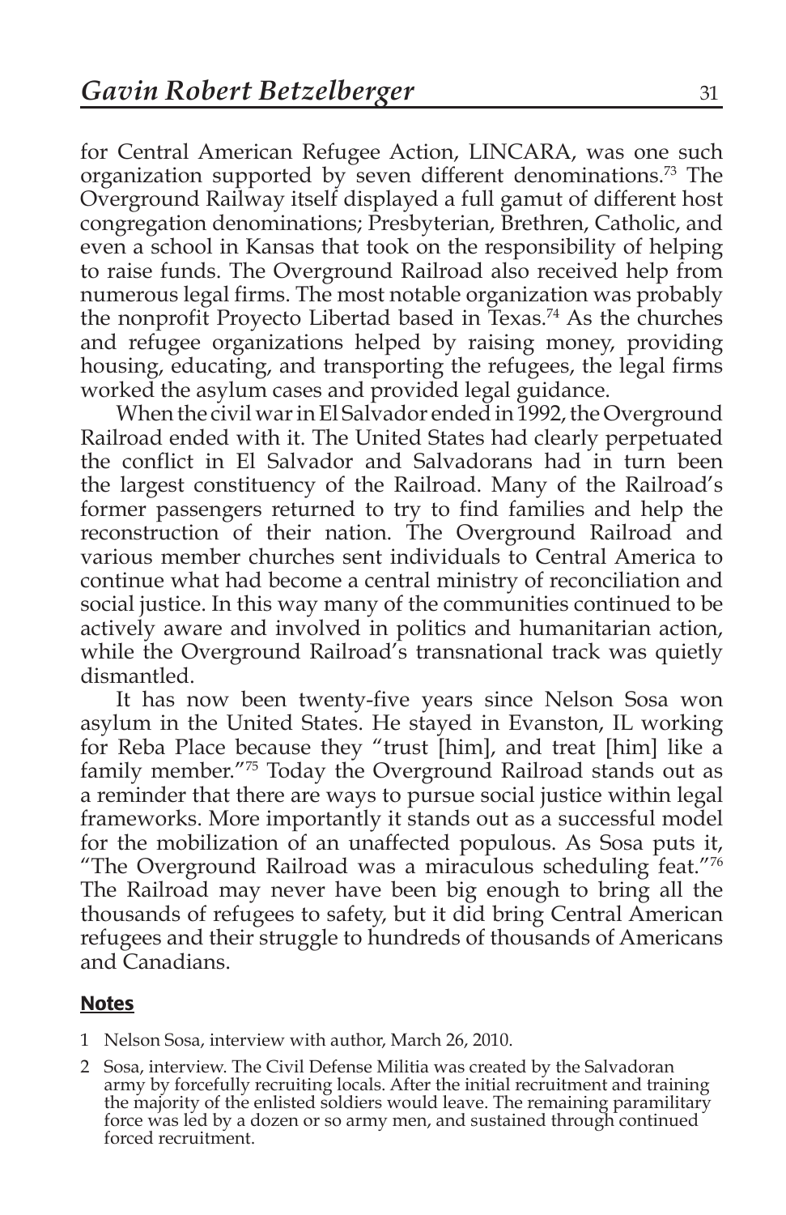for Central American Refugee Action, LINCARA, was one such organization supported by seven different denominations.[73] The Overground Railway itself displayed a full gamut of different host congregation denominations; Presbyterian, Brethren, Catholic, and even a school in Kansas that took on the responsibility of helping to raise funds. The Overground Railroad also received help from numerous legal firms. The most notable organization was probably the nonprofit Proyecto Libertad based in Texas.[74] As the churches and refugee organizations helped by raising money, providing housing, educating, and transporting the refugees, the legal firms worked the asylum cases and provided legal guidance.

When the civil war in El Salvador ended in 1992, the Overground Railroad ended with it. The United States had clearly perpetuated the conflict in El Salvador and Salvadorans had in turn been the largest constituency of the Railroad. Many of the Railroad's former passengers returned to try to find families and help the reconstruction of their nation. The Overground Railroad and various member churches sent individuals to Central America to continue what had become a central ministry of reconciliation and social justice. In this way many of the communities continued to be actively aware and involved in politics and humanitarian action, while the Overground Railroad's transnational track was quietly dismantled.

It has now been twenty-five years since Nelson Sosa won asylum in the United States. He stayed in Evanston, IL working for Reba Place because they "trust [him], and treat [him] like a family member."[75] Today the Overground Railroad stands out as a reminder that there are ways to pursue social justice within legal frameworks. More importantly it stands out as a successful model for the mobilization of an unaffected populous. As Sosa puts it, "The Overground Railroad was a miraculous scheduling feat."[76] The Railroad may never have been big enough to bring all the thousands of refugees to safety, but it did bring Central American refugees and their struggle to hundreds of thousands of Americans and Canadians.

## Notes

1 Nelson Sosa, interview with author, March 26, 2010.

2 Sosa, interview. The Civil Defense Militia was created by the Salvadoran army by forcefully recruiting locals. After the initial recruitment and training the majority of the enlisted soldiers would leave. The remaining paramilitary force was led by a dozen or so army men, and sustained through continued forced recruitment.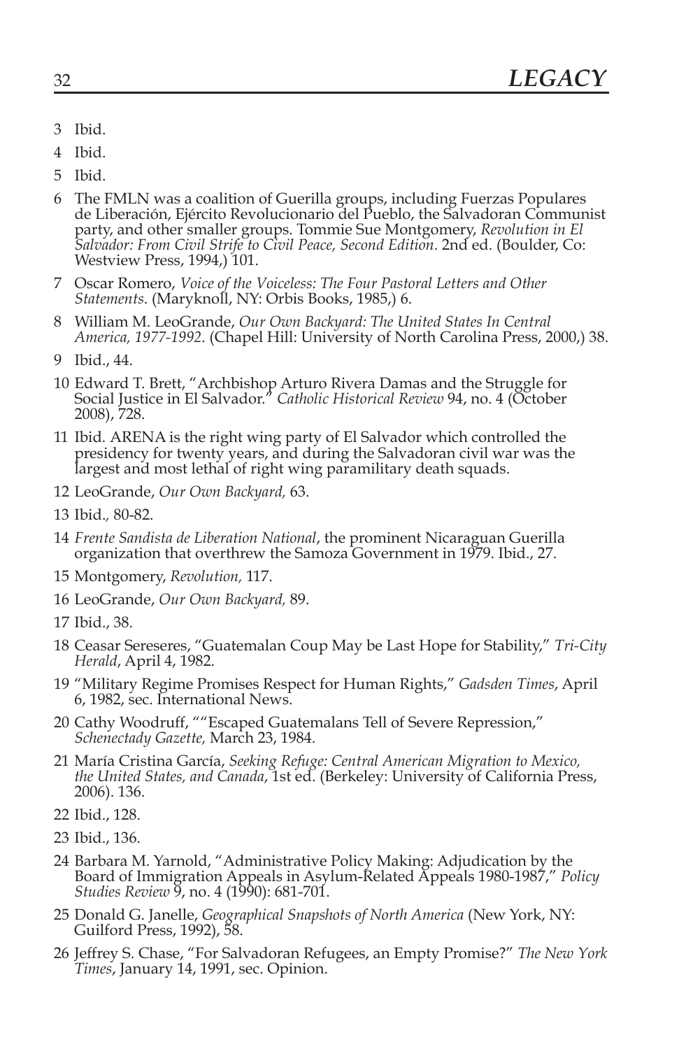3 Ibid.

4 Ibid.

5 Ibid.

6 The FMLN was a coalition of Guerilla groups, including Fuerzas Populares de Liberación, Ejército Revolucionario del Pueblo, the Salvadoran Communist party, and other smaller groups. Tommie Sue Montgomery, *Revolution in El Salvador: From Civil Strife to Civil Peace, Second Edition*. 2nd ed. (Boulder, Co: Westview Press, 1994,) 101.

7 Oscar Romero, *Voice of the Voiceless: The Four Pastoral Letters and Other Statements*. (Maryknoll, NY: Orbis Books, 1985,) 6.

8 William M. LeoGrande, *Our Own Backyard: The United States In Central America, 1977-1992*. (Chapel Hill: University of North Carolina Press, 2000,) 38.

9 Ibid., 44.

10 Edward T. Brett, "Archbishop Arturo Rivera Damas and the Struggle for Social Justice in El Salvador." *Catholic Historical Review* 94, no. 4 (October 2008), 728.

11 Ibid. ARENA is the right wing party of El Salvador which controlled the presidency for twenty years, and during the Salvadoran civil war was the largest and most lethal of right wing paramilitary death squads.

12 LeoGrande, *Our Own Backyard,* 63.

13 Ibid., 80-82.

14 *Frente Sandista de Liberation National*, the prominent Nicaraguan Guerilla organization that overthrew the Samoza Government in 1979. Ibid., 27.

15 Montgomery, *Revolution,* 117.

16 LeoGrande, *Our Own Backyard,* 89.

17 Ibid., 38.

18 Ceasar Sereseres, "Guatemalan Coup May be Last Hope for Stability," *Tri-City Herald*, April 4, 1982.

19 "Military Regime Promises Respect for Human Rights," *Gadsden Times*, April 6, 1982, sec. International News.

20 Cathy Woodruff, ""Escaped Guatemalans Tell of Severe Repression," *Schenectady Gazette,* March 23, 1984.

21 María Cristina García, *Seeking Refuge: Central American Migration to Mexico, the United States, and Canada*, 1st ed. (Berkeley: University of California Press, 2006). 136.

22 Ibid., 128.

23 Ibid., 136.

24 Barbara M. Yarnold, "Administrative Policy Making: Adjudication by the Board of Immigration Appeals in Asylum-Related Appeals 1980-1987," *Policy Studies Review* 9, no. 4 (1990): 681-701.

25 Donald G. Janelle, *Geographical Snapshots of North America* (New York, NY: Guilford Press, 1992), 58.

26 Jeffrey S. Chase, "For Salvadoran Refugees, an Empty Promise?" *The New York Times*, January 14, 1991, sec. Opinion.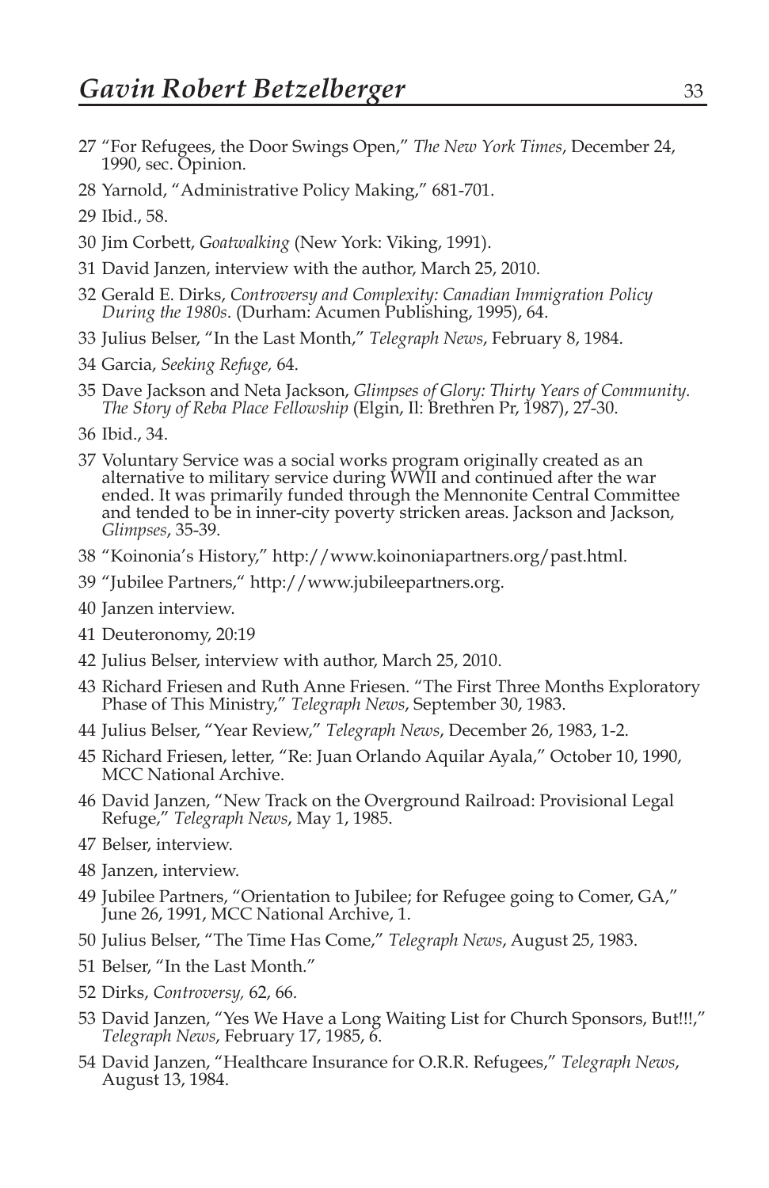27 "For Refugees, the Door Swings Open," *The New York Times*, December 24, 1990, sec. Opinion.

28 Yarnold, "Administrative Policy Making," 681-701.

29 Ibid., 58.

30 Jim Corbett, *Goatwalking* (New York: Viking, 1991).

31 David Janzen, interview with the author, March 25, 2010.

32 Gerald E. Dirks, *Controversy and Complexity: Canadian Immigration Policy During the 1980s*. (Durham: Acumen Publishing, 1995), 64.

33 Julius Belser, "In the Last Month," *Telegraph News*, February 8, 1984.

34 Garcia, *Seeking Refuge,* 64.

35 Dave Jackson and Neta Jackson, *Glimpses of Glory: Thirty Years of Community. The Story of Reba Place Fellowship* (Elgin, Il: Brethren Pr, 1987), 27-30.

36 Ibid., 34.

37 Voluntary Service was a social works program originally created as an alternative to military service during WWII and continued after the war ended. It was primarily funded through the Mennonite Central Committee and tended to be in inner-city poverty stricken areas. Jackson and Jackson, *Glimpses*, 35-39.

38 "Koinonia's History," http://www.koinoniapartners.org/past.html.

39 "Jubilee Partners," http://www.jubileepartners.org.

40 Janzen interview.

41 Deuteronomy, 20:19

42 Julius Belser, interview with author, March 25, 2010.

43 Richard Friesen and Ruth Anne Friesen. "The First Three Months Exploratory Phase of This Ministry," *Telegraph News*, September 30, 1983.

44 Julius Belser, "Year Review," *Telegraph News*, December 26, 1983, 1-2.

45 Richard Friesen, letter, "Re: Juan Orlando Aquilar Ayala," October 10, 1990, MCC National Archive.

46 David Janzen, "New Track on the Overground Railroad: Provisional Legal Refuge," *Telegraph News*, May 1, 1985.

47 Belser, interview.

48 Janzen, interview.

49 Jubilee Partners, "Orientation to Jubilee; for Refugee going to Comer, GA," June 26, 1991, MCC National Archive, 1.

50 Julius Belser, "The Time Has Come," *Telegraph News*, August 25, 1983.

51 Belser, "In the Last Month."

52 Dirks, *Controversy,* 62, 66.

53 David Janzen, "Yes We Have a Long Waiting List for Church Sponsors, But!!!," *Telegraph News*, February 17, 1985, 6.

54 David Janzen, "Healthcare Insurance for O.R.R. Refugees," *Telegraph News*, August 13, 1984.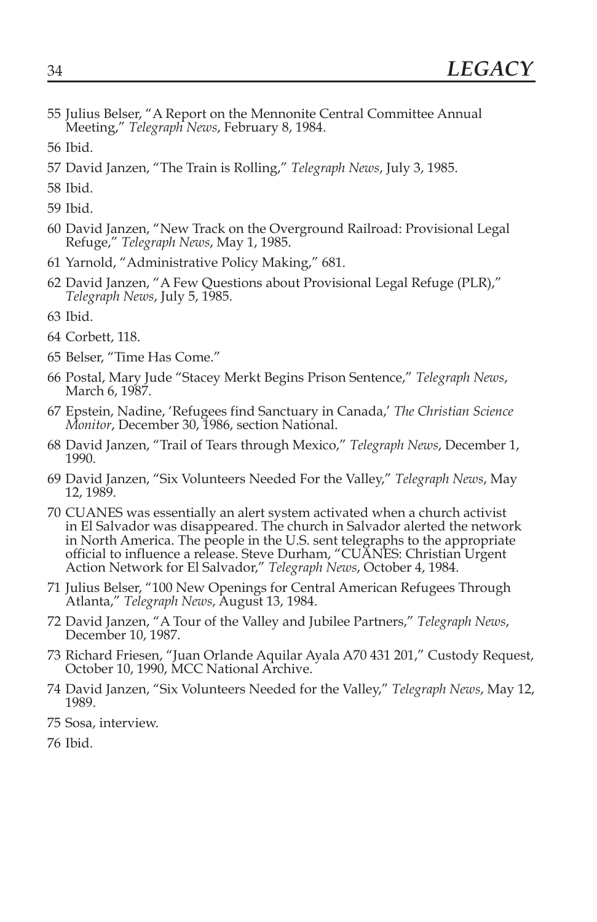55 Julius Belser, "A Report on the Mennonite Central Committee Annual Meeting," *Telegraph News*, February 8, 1984.

56 Ibid.

57 David Janzen, "The Train is Rolling," *Telegraph News*, July 3, 1985.

58 Ibid.

59 Ibid.

60 David Janzen, "New Track on the Overground Railroad: Provisional Legal Refuge," *Telegraph News*, May 1, 1985.

61 Yarnold, "Administrative Policy Making," 681.

62 David Janzen, "A Few Questions about Provisional Legal Refuge (PLR)," *Telegraph News*, July 5, 1985.

63 Ibid.

64 Corbett, 118.

65 Belser, "Time Has Come."

66 Postal, Mary Jude "Stacey Merkt Begins Prison Sentence," *Telegraph News*, March 6, 1987.

67 Epstein, Nadine, 'Refugees find Sanctuary in Canada,' *The Christian Science Monitor*, December 30, 1986, section National.

68 David Janzen, "Trail of Tears through Mexico," *Telegraph News*, December 1, 1990.

69 David Janzen, "Six Volunteers Needed For the Valley," *Telegraph News*, May 12, 1989.

70 CUANES was essentially an alert system activated when a church activist in El Salvador was disappeared. The church in Salvador alerted the network in North America. The people in the U.S. sent telegraphs to the appropriate official to influence a release. Steve Durham, "CUANES: Christian Urgent Action Network for El Salvador," *Telegraph News*, October 4, 1984.

71 Julius Belser, "100 New Openings for Central American Refugees Through Atlanta," *Telegraph News*, August 13, 1984.

72 David Janzen, "A Tour of the Valley and Jubilee Partners," *Telegraph News*, December 10, 1987.

73 Richard Friesen, "Juan Orlande Aquilar Ayala A70 431 201," Custody Request, October 10, 1990, MCC National Archive.

74 David Janzen, "Six Volunteers Needed for the Valley," *Telegraph News*, May 12, 1989.

75 Sosa, interview.

76 Ibid.